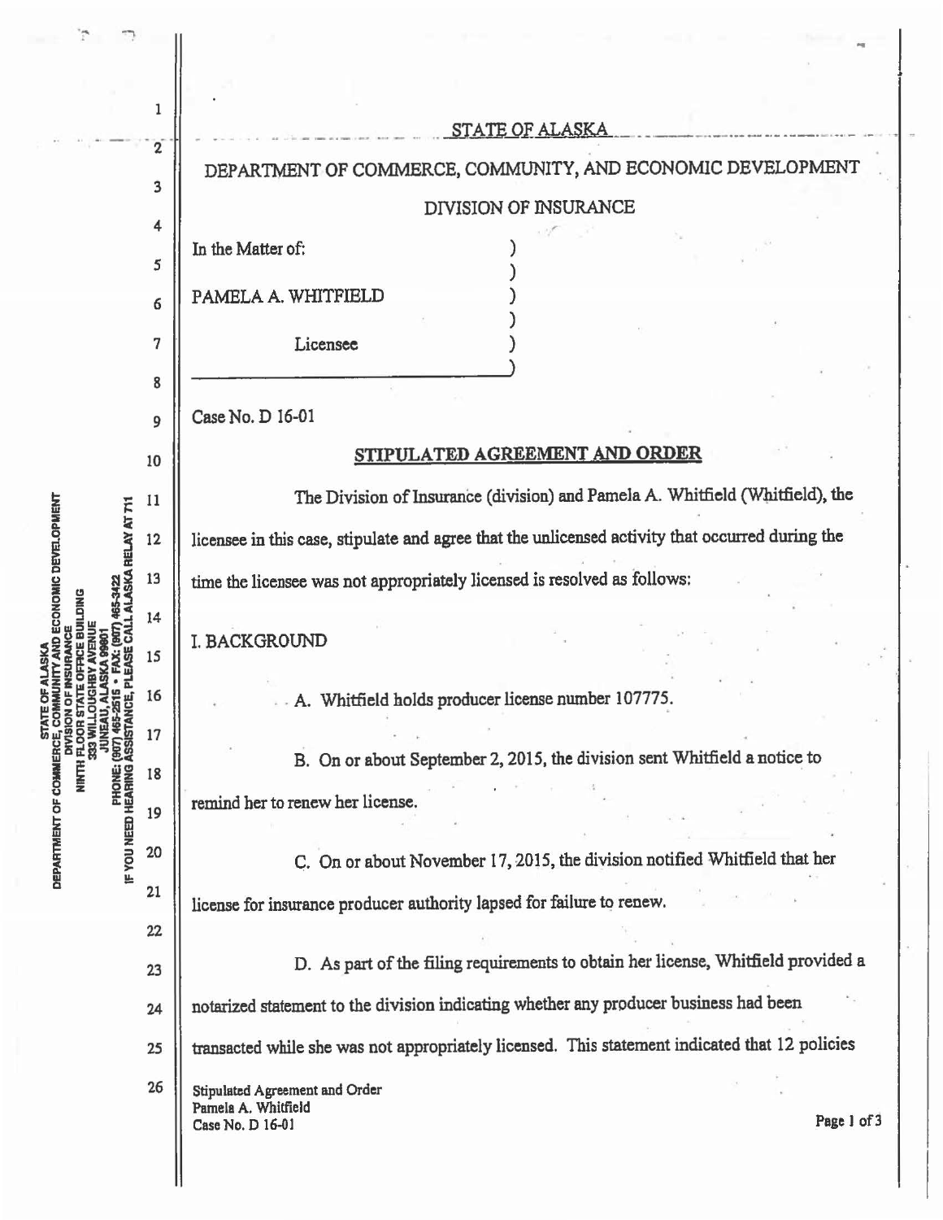STATE OF ALASKA

DEPARTMENT OF COMMERCE, COMMUNITY, AND ECONOMIC DEVELOPMENT

DIVISION OF INSURANCE

In the Matter of:

PAMELA A. WHITFIELD

Licensee

Case No. D 16-01

**STIPULATED AGREEMENT AND ORDER**

The Division of Insurance (division) and Pamela A. Whitfield (Whitfield), the licensee in this case, stipulate and agree that the unlicensed activity that occurred during the time the licensee was not appropriately licensed is resolved as follows:

I. BACKGROUND

A. Whitfield holds producer license number 107775.

B. On or about September 2, 2015, the division sent Whitfield a notice to remind her to renew her license.

C. On or about November 17, 2015, the division notified Whitfield that her license for insurance producer authority lapsed for failure to renew.

D. As part of the filing requirements to obtain her license, Whitfield provided a notarized statement to the division indicating whether any producer business had been transacted while she was not appropriately licensed. This statement indicated that 12 policies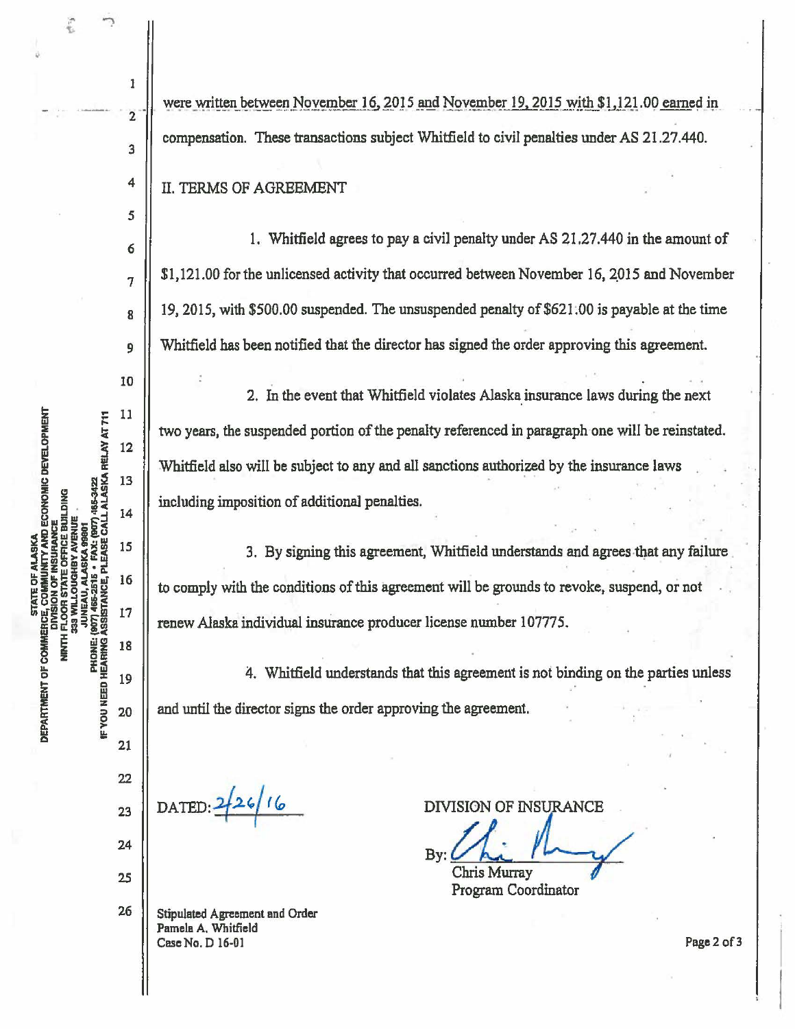were written between November 16, 2015 and November 19, 2015 with $1,121.00 earned in compensation. These transactions subject Whitfield to civil penalties under AS 21.27.440.

## II. TERMS OF AGREEMENT

1. Whitfield agrees to pay a civil penalty under AS 21.27.440 in the amount of $1,121.00 for the unlicensed activity that occurred between November 16, 2015 and November 19, 2015, with $500.00 suspended. The unsuspended penalty of $621.00 is payable at the time Whitfield has been notified that the director has signed the order approving this agreement.

2. In the event that Whitfield violates Alaska insurance laws during the next two years, the suspended portion of the penalty referenced in paragraph one will be reinstated. Whitfield also will be subject to any and all sanctions authorized by the insurance laws including imposition of additional penalties.

3. By signing this agreement, Whitfield understands and agrees that any failure to comply with the conditions of this agreement will be grounds to revoke, suspend, or not renew Alaska individual insurance producer license number 107775.

4. Whitfield understands that this agreement is not binding on the parties unless and until the director signs the order approving the agreement.

DATED: 2/26/16

DIVISION OF INSURANCE

By: [signature]
Chris Murray
Program Coordinator

Stipulated Agreement and Order
Pamela A. Whitfield
Case No. D 16-01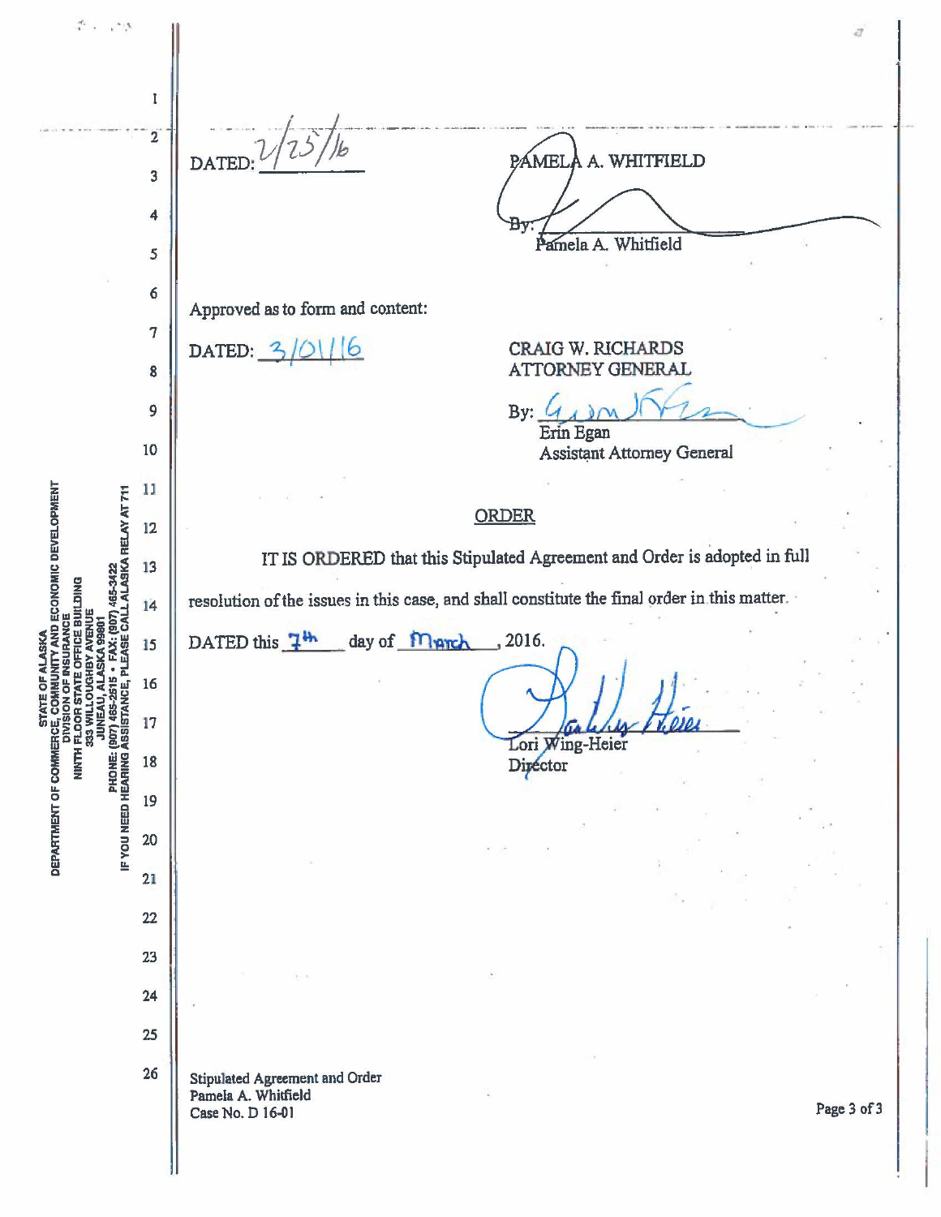DATED: 2/25/16

PAMELA A. WHITFIELD

By: ______________________
Pamela A. Whitfield

Approved as to form and content:

DATED: 3/01/16

CRAIG W. RICHARDS
ATTORNEY GENERAL

By: ______________________
Erin Egan
Assistant Attorney General

## ORDER

IT IS ORDERED that this Stipulated Agreement and Order is adopted in full resolution of the issues in this case, and shall constitute the final order in this matter.

DATED this 7th day of March, 2016.

______________________
Lori Wing-Heier
Director

STATE OF ALASKA
DEPARTMENT OF COMMERCE, COMMUNITY AND ECONOMIC DEVELOPMENT
DIVISION OF INSURANCE
NINTH FLOOR STATE OFFICE BUILDING
333 WILLOUGHBY AVENUE
JUNEAU, ALASKA 99801
PHONE: (907) 465-2515 • FAX: (907) 465-3422
IF YOU NEED HEARING ASSISTANCE, PLEASE CALL ALASKA RELAY AT 711

Stipulated Agreement and Order
Pamela A. Whitfield
Case No. D 16-01